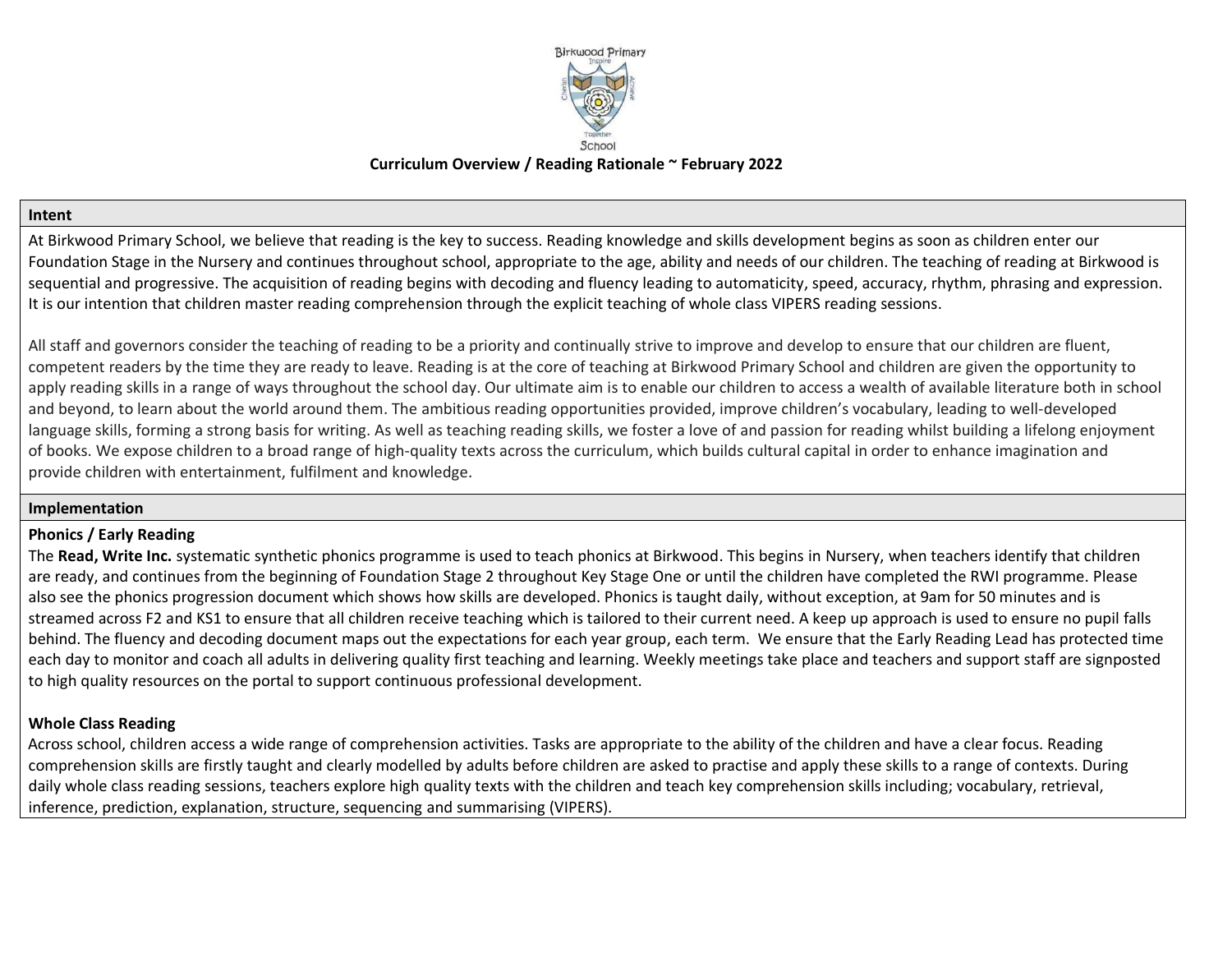Birkwood Primary School

**Curriculum Overview / Reading Rationale ~ February 2022**

## Intent

At Birkwood Primary School, we believe that reading is the key to success. Reading knowledge and skills development begins as soon as children enter our Foundation Stage in the Nursery and continues throughout school, appropriate to the age, ability and needs of our children. The teaching of reading at Birkwood is sequential and progressive. The acquisition of reading begins with decoding and fluency leading to automaticity, speed, accuracy, rhythm, phrasing and expression. It is our intention that children master reading comprehension through the explicit teaching of whole class VIPERS reading sessions.

All staff and governors consider the teaching of reading to be a priority and continually strive to improve and develop to ensure that our children are fluent, competent readers by the time they are ready to leave. Reading is at the core of teaching at Birkwood Primary School and children are given the opportunity to apply reading skills in a range of ways throughout the school day. Our ultimate aim is to enable our children to access a wealth of available literature both in school and beyond, to learn about the world around them. The ambitious reading opportunities provided, improve children's vocabulary, leading to well-developed language skills, forming a strong basis for writing. As well as teaching reading skills, we foster a love of and passion for reading whilst building a lifelong enjoyment of books. We expose children to a broad range of high-quality texts across the curriculum, which builds cultural capital in order to enhance imagination and provide children with entertainment, fulfilment and knowledge.

## Implementation

### Phonics / Early Reading

The **Read, Write Inc.** systematic synthetic phonics programme is used to teach phonics at Birkwood. This begins in Nursery, when teachers identify that children are ready, and continues from the beginning of Foundation Stage 2 throughout Key Stage One or until the children have completed the RWI programme. Please also see the phonics progression document which shows how skills are developed. Phonics is taught daily, without exception, at 9am for 50 minutes and is streamed across F2 and KS1 to ensure that all children receive teaching which is tailored to their current need. A keep up approach is used to ensure no pupil falls behind. The fluency and decoding document maps out the expectations for each year group, each term. We ensure that the Early Reading Lead has protected time each day to monitor and coach all adults in delivering quality first teaching and learning. Weekly meetings take place and teachers and support staff are signposted to high quality resources on the portal to support continuous professional development.

### Whole Class Reading

Across school, children access a wide range of comprehension activities. Tasks are appropriate to the ability of the children and have a clear focus. Reading comprehension skills are firstly taught and clearly modelled by adults before children are asked to practise and apply these skills to a range of contexts. During daily whole class reading sessions, teachers explore high quality texts with the children and teach key comprehension skills including; vocabulary, retrieval, inference, prediction, explanation, structure, sequencing and summarising (VIPERS).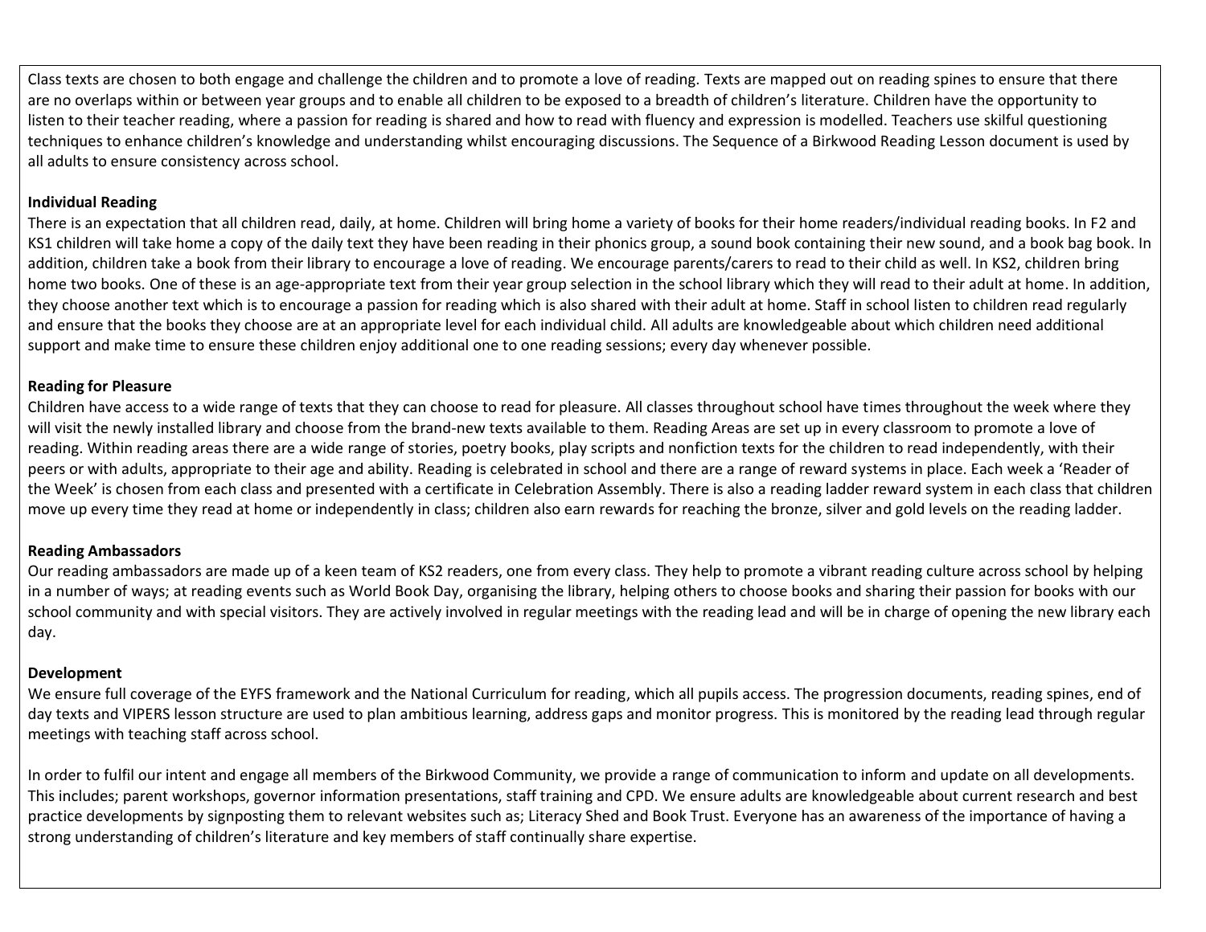Class texts are chosen to both engage and challenge the children and to promote a love of reading. Texts are mapped out on reading spines to ensure that there are no overlaps within or between year groups and to enable all children to be exposed to a breadth of children's literature. Children have the opportunity to listen to their teacher reading, where a passion for reading is shared and how to read with fluency and expression is modelled. Teachers use skilful questioning techniques to enhance children's knowledge and understanding whilst encouraging discussions. The Sequence of a Birkwood Reading Lesson document is used by all adults to ensure consistency across school.

**Individual Reading**

There is an expectation that all children read, daily, at home. Children will bring home a variety of books for their home readers/individual reading books. In F2 and KS1 children will take home a copy of the daily text they have been reading in their phonics group, a sound book containing their new sound, and a book bag book. In addition, children take a book from their library to encourage a love of reading. We encourage parents/carers to read to their child as well. In KS2, children bring home two books. One of these is an age-appropriate text from their year group selection in the school library which they will read to their adult at home. In addition, they choose another text which is to encourage a passion for reading which is also shared with their adult at home. Staff in school listen to children read regularly and ensure that the books they choose are at an appropriate level for each individual child. All adults are knowledgeable about which children need additional support and make time to ensure these children enjoy additional one to one reading sessions; every day whenever possible.

**Reading for Pleasure**

Children have access to a wide range of texts that they can choose to read for pleasure. All classes throughout school have times throughout the week where they will visit the newly installed library and choose from the brand-new texts available to them. Reading Areas are set up in every classroom to promote a love of reading. Within reading areas there are a wide range of stories, poetry books, play scripts and nonfiction texts for the children to read independently, with their peers or with adults, appropriate to their age and ability. Reading is celebrated in school and there are a range of reward systems in place. Each week a 'Reader of the Week' is chosen from each class and presented with a certificate in Celebration Assembly. There is also a reading ladder reward system in each class that children move up every time they read at home or independently in class; children also earn rewards for reaching the bronze, silver and gold levels on the reading ladder.

**Reading Ambassadors**

Our reading ambassadors are made up of a keen team of KS2 readers, one from every class. They help to promote a vibrant reading culture across school by helping in a number of ways; at reading events such as World Book Day, organising the library, helping others to choose books and sharing their passion for books with our school community and with special visitors. They are actively involved in regular meetings with the reading lead and will be in charge of opening the new library each day.

**Development**

We ensure full coverage of the EYFS framework and the National Curriculum for reading, which all pupils access. The progression documents, reading spines, end of day texts and VIPERS lesson structure are used to plan ambitious learning, address gaps and monitor progress. This is monitored by the reading lead through regular meetings with teaching staff across school.

In order to fulfil our intent and engage all members of the Birkwood Community, we provide a range of communication to inform and update on all developments. This includes; parent workshops, governor information presentations, staff training and CPD. We ensure adults are knowledgeable about current research and best practice developments by signposting them to relevant websites such as; Literacy Shed and Book Trust. Everyone has an awareness of the importance of having a strong understanding of children's literature and key members of staff continually share expertise.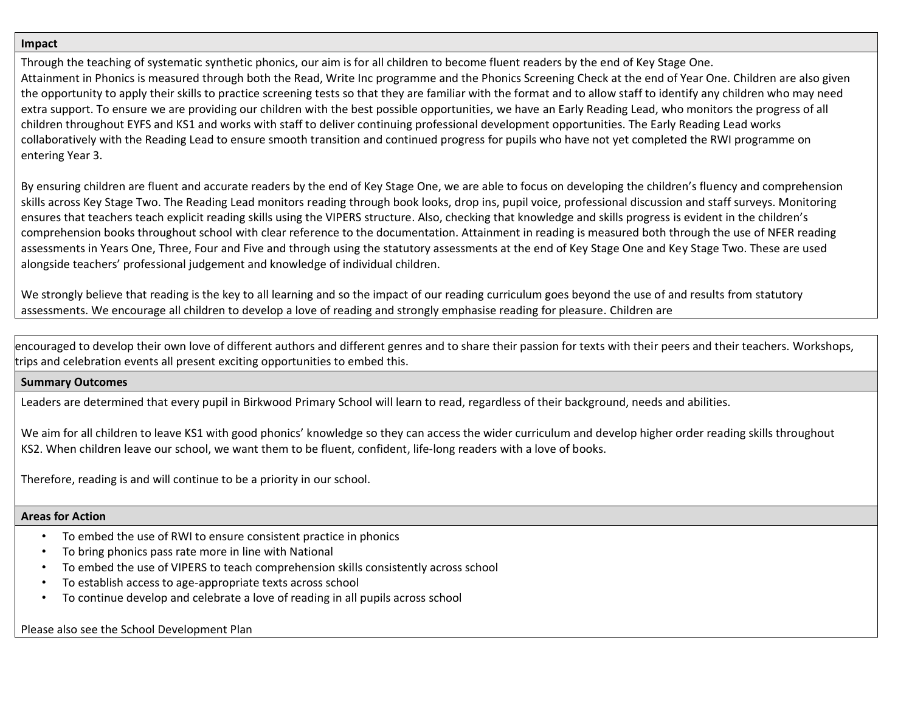## Impact

Through the teaching of systematic synthetic phonics, our aim is for all children to become fluent readers by the end of Key Stage One. Attainment in Phonics is measured through both the Read, Write Inc programme and the Phonics Screening Check at the end of Year One. Children are also given the opportunity to apply their skills to practice screening tests so that they are familiar with the format and to allow staff to identify any children who may need extra support. To ensure we are providing our children with the best possible opportunities, we have an Early Reading Lead, who monitors the progress of all children throughout EYFS and KS1 and works with staff to deliver continuing professional development opportunities. The Early Reading Lead works collaboratively with the Reading Lead to ensure smooth transition and continued progress for pupils who have not yet completed the RWI programme on entering Year 3.

By ensuring children are fluent and accurate readers by the end of Key Stage One, we are able to focus on developing the children's fluency and comprehension skills across Key Stage Two. The Reading Lead monitors reading through book looks, drop ins, pupil voice, professional discussion and staff surveys. Monitoring ensures that teachers teach explicit reading skills using the VIPERS structure. Also, checking that knowledge and skills progress is evident in the children's comprehension books throughout school with clear reference to the documentation. Attainment in reading is measured both through the use of NFER reading assessments in Years One, Three, Four and Five and through using the statutory assessments at the end of Key Stage One and Key Stage Two. These are used alongside teachers' professional judgement and knowledge of individual children.

We strongly believe that reading is the key to all learning and so the impact of our reading curriculum goes beyond the use of and results from statutory assessments. We encourage all children to develop a love of reading and strongly emphasise reading for pleasure. Children are encouraged to develop their own love of different authors and different genres and to share their passion for texts with their peers and their teachers. Workshops, trips and celebration events all present exciting opportunities to embed this.

## Summary Outcomes

Leaders are determined that every pupil in Birkwood Primary School will learn to read, regardless of their background, needs and abilities.

We aim for all children to leave KS1 with good phonics' knowledge so they can access the wider curriculum and develop higher order reading skills throughout KS2. When children leave our school, we want them to be fluent, confident, life-long readers with a love of books.

Therefore, reading is and will continue to be a priority in our school.

## Areas for Action

- To embed the use of RWI to ensure consistent practice in phonics
- To bring phonics pass rate more in line with National
- To embed the use of VIPERS to teach comprehension skills consistently across school
- To establish access to age-appropriate texts across school
- To continue develop and celebrate a love of reading in all pupils across school

Please also see the School Development Plan